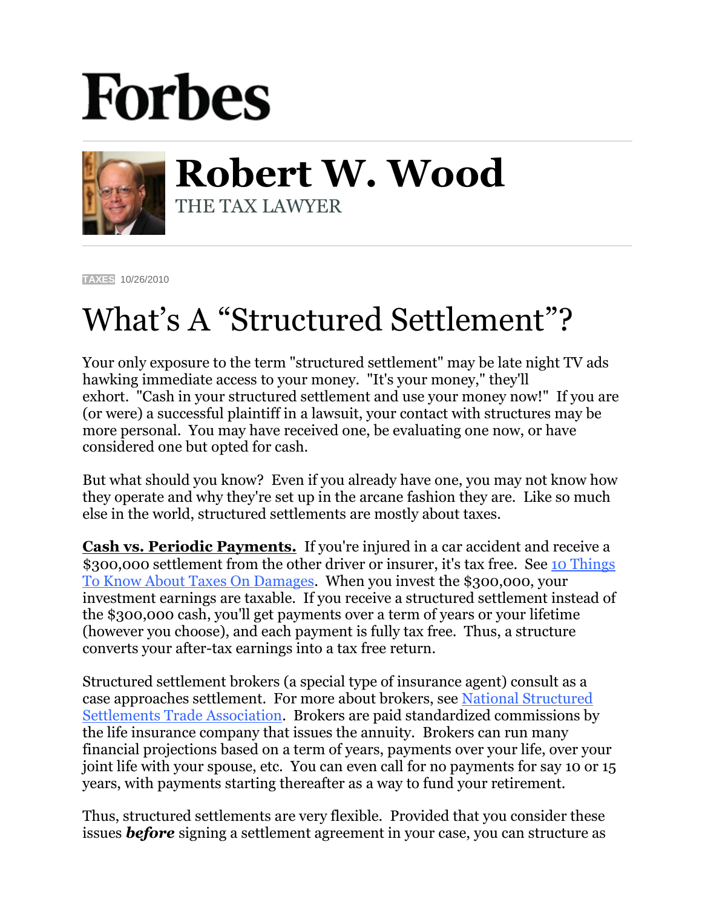Forbes

# Robert W. Wood

THE TAX LAWYER

TAXES 10/26/2010

# What's A "Structured Settlement"?

Your only exposure to the term "structured settlement" may be late night TV ads hawking immediate access to your money. "It's your money," they'll exhort. "Cash in your structured settlement and use your money now!" If you are (or were) a successful plaintiff in a lawsuit, your contact with structures may be more personal. You may have received one, be evaluating one now, or have considered one but opted for cash.

But what should you know? Even if you already have one, you may not know how they operate and why they're set up in the arcane fashion they are. Like so much else in the world, structured settlements are mostly about taxes.

**Cash vs. Periodic Payments.** If you're injured in a car accident and receive a $300,000 settlement from the other driver or insurer, it's tax free. See 10 Things To Know About Taxes On Damages. When you invest the $300,000, your investment earnings are taxable. If you receive a structured settlement instead of the $300,000 cash, you'll get payments over a term of years or your lifetime (however you choose), and each payment is fully tax free. Thus, a structure converts your after-tax earnings into a tax free return.

Structured settlement brokers (a special type of insurance agent) consult as a case approaches settlement. For more about brokers, see National Structured Settlements Trade Association. Brokers are paid standardized commissions by the life insurance company that issues the annuity. Brokers can run many financial projections based on a term of years, payments over your life, over your joint life with your spouse, etc. You can even call for no payments for say 10 or 15 years, with payments starting thereafter as a way to fund your retirement.

Thus, structured settlements are very flexible. Provided that you consider these issues ***before*** signing a settlement agreement in your case, you can structure as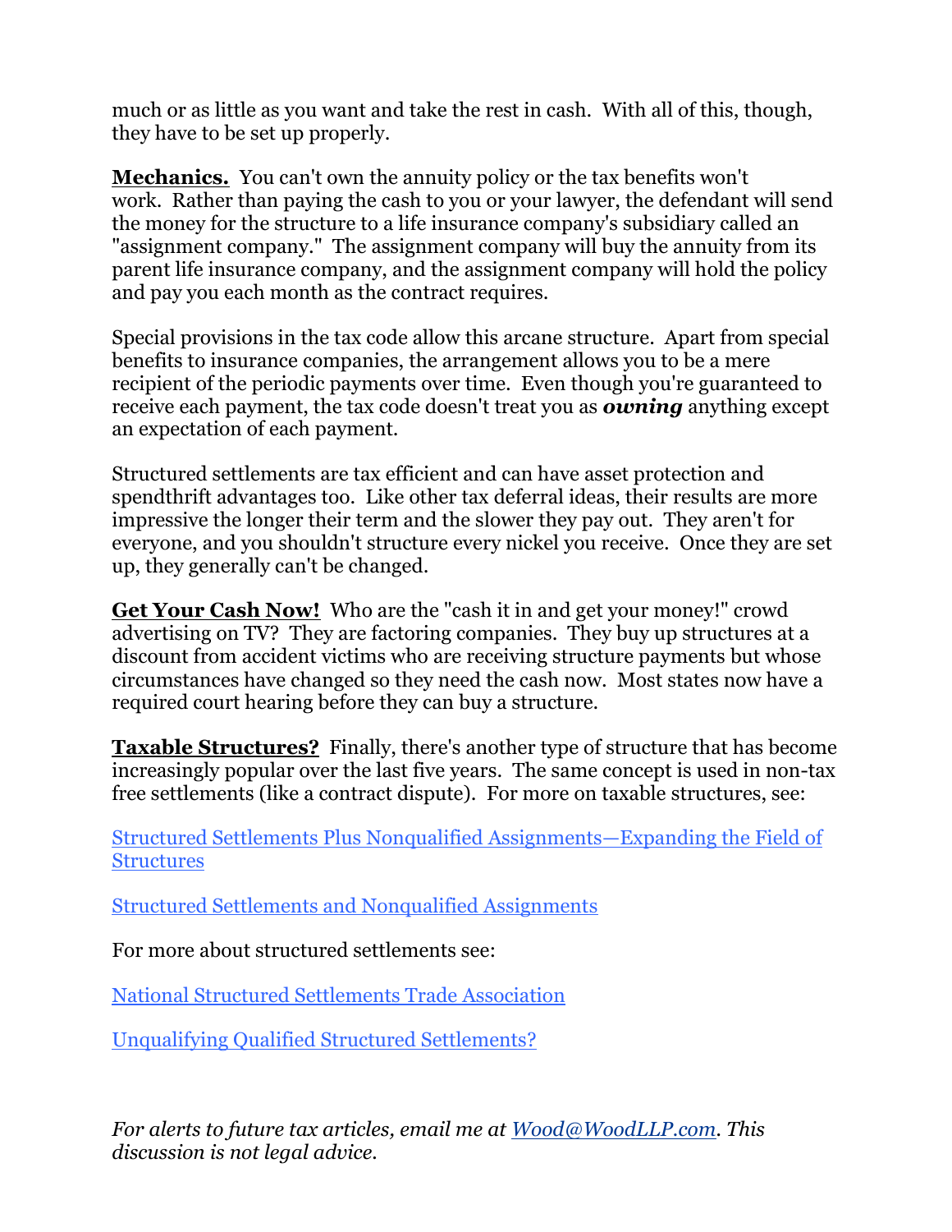much or as little as you want and take the rest in cash. With all of this, though, they have to be set up properly.

**Mechanics.** You can't own the annuity policy or the tax benefits won't work. Rather than paying the cash to you or your lawyer, the defendant will send the money for the structure to a life insurance company's subsidiary called an "assignment company." The assignment company will buy the annuity from its parent life insurance company, and the assignment company will hold the policy and pay you each month as the contract requires.

Special provisions in the tax code allow this arcane structure. Apart from special benefits to insurance companies, the arrangement allows you to be a mere recipient of the periodic payments over time. Even though you're guaranteed to receive each payment, the tax code doesn't treat you as ***owning*** anything except an expectation of each payment.

Structured settlements are tax efficient and can have asset protection and spendthrift advantages too. Like other tax deferral ideas, their results are more impressive the longer their term and the slower they pay out. They aren't for everyone, and you shouldn't structure every nickel you receive. Once they are set up, they generally can't be changed.

**Get Your Cash Now!** Who are the "cash it in and get your money!" crowd advertising on TV? They are factoring companies. They buy up structures at a discount from accident victims who are receiving structure payments but whose circumstances have changed so they need the cash now. Most states now have a required court hearing before they can buy a structure.

**Taxable Structures?** Finally, there's another type of structure that has become increasingly popular over the last five years. The same concept is used in non-tax free settlements (like a contract dispute). For more on taxable structures, see:

Structured Settlements Plus Nonqualified Assignments—Expanding the Field of Structures

Structured Settlements and Nonqualified Assignments

For more about structured settlements see:

National Structured Settlements Trade Association

Unqualifying Qualified Structured Settlements?

*For alerts to future tax articles, email me at Wood@WoodLLP.com. This discussion is not legal advice.*